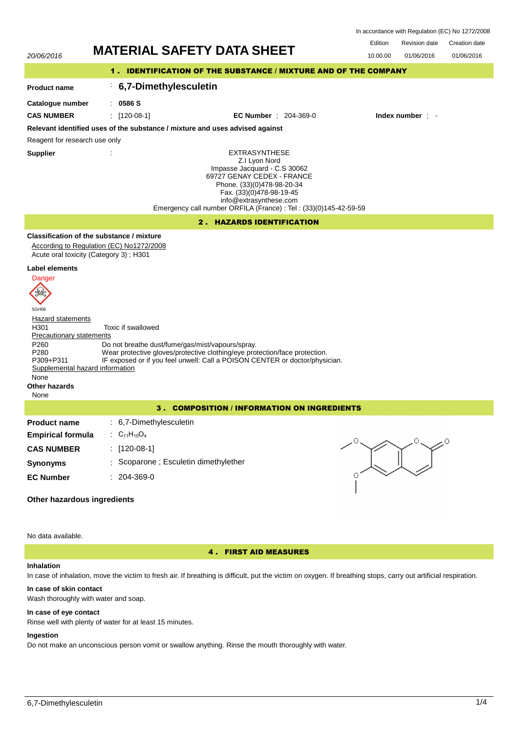In accordance with Regulation (EC) No 1272/2008

| | | Edition | Revision date | Creation date |
|---|---|---|---|---|
| 20/06/2016 | **MATERIAL SAFETY DATA SHEET** | 10.00.00 | 01/06/2016 | 01/06/2016 |

## 1 . IDENTIFICATION OF THE SUBSTANCE / MIXTURE AND OF THE COMPANY

**Product name** : **6,7-Dimethylesculetin**

**Catalogue number** : **0586 S**

**CAS NUMBER** : [120-08-1] **EC Number** : 204-369-0 **Index number** : -

**Relevant identified uses of the substance / mixture and uses advised against**

Reagent for research use only

**Supplier** :

EXTRASYNTHESE
Z.I Lyon Nord
Impasse Jacquard - C.S 30062
69727 GENAY CEDEX - FRANCE
Phone. (33)(0)478-98-20-34
Fax. (33)(0)478-98-19-45
info@extrasynthese.com
Emergency call number ORFILA (France) : Tel : (33)(0)145-42-59-59

## 2 . HAZARDS IDENTIFICATION

**Classification of the substance / mixture**

According to Regulation (EC) No1272/2008
Acute oral toxicity (Category 3) ; H301

**Label elements**

Danger

SGH06

Hazard statements

| | |
|---|---|
| H301 | Toxic if swallowed |

Precautionary statements

| | |
|---|---|
| P260 | Do not breathe dust/fume/gas/mist/vapours/spray. |
| P280 | Wear protective gloves/protective clothing/eye protection/face protection. |
| P309+P311 | IF exposed or if you feel unwell: Call a POISON CENTER or doctor/physician. |

Supplemental hazard information

None

**Other hazards**

None

## 3 . COMPOSITION / INFORMATION ON INGREDIENTS

**Product name** : 6,7-Dimethylesculetin

**Empirical formula** : $C_{11}H_{10}O_4$

**CAS NUMBER** : [120-08-1]

**Synonyms** : Scoparone ; Esculetin dimethylether

**EC Number** : 204-369-0

**Other hazardous ingredients**

No data available.

## 4 . FIRST AID MEASURES

**Inhalation**

In case of inhalation, move the victim to fresh air. If breathing is difficult, put the victim on oxygen. If breathing stops, carry out artificial respiration.

**In case of skin contact**

Wash thoroughly with water and soap.

**In case of eye contact**

Rinse well with plenty of water for at least 15 minutes.

**Ingestion**

Do not make an unconscious person vomit or swallow anything. Rinse the mouth thoroughly with water.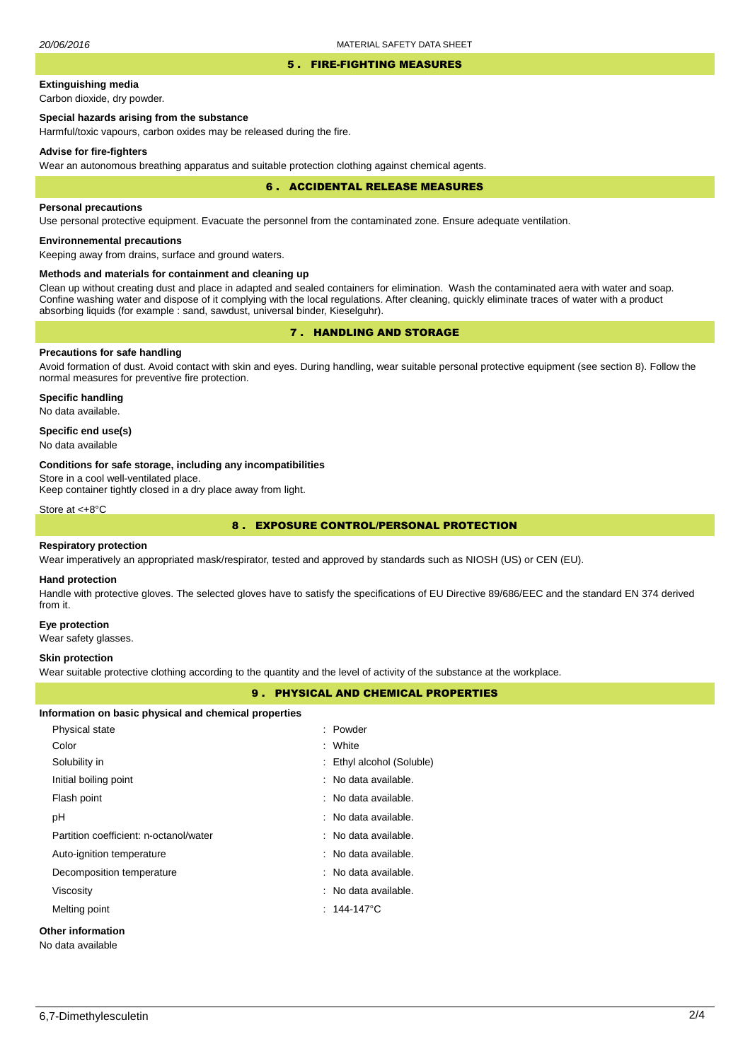## 5 . FIRE-FIGHTING MEASURES

### Extinguishing media

Carbon dioxide, dry powder.

### Special hazards arising from the substance

Harmful/toxic vapours, carbon oxides may be released during the fire.

### Advise for fire-fighters

Wear an autonomous breathing apparatus and suitable protection clothing against chemical agents.

## 6 . ACCIDENTAL RELEASE MEASURES

### Personal precautions

Use personal protective equipment. Evacuate the personnel from the contaminated zone. Ensure adequate ventilation.

### Environnemental precautions

Keeping away from drains, surface and ground waters.

### Methods and materials for containment and cleaning up

Clean up without creating dust and place in adapted and sealed containers for elimination. Wash the contaminated aera with water and soap. Confine washing water and dispose of it complying with the local regulations. After cleaning, quickly eliminate traces of water with a product absorbing liquids (for example : sand, sawdust, universal binder, Kieselguhr).

## 7 . HANDLING AND STORAGE

### Precautions for safe handling

Avoid formation of dust. Avoid contact with skin and eyes. During handling, wear suitable personal protective equipment (see section 8). Follow the normal measures for preventive fire protection.

### Specific handling

No data available.

### Specific end use(s)

No data available

### Conditions for safe storage, including any incompatibilities

Store in a cool well-ventilated place.
Keep container tightly closed in a dry place away from light.

Store at <+8°C

## 8 . EXPOSURE CONTROL/PERSONAL PROTECTION

### Respiratory protection

Wear imperatively an appropriated mask/respirator, tested and approved by standards such as NIOSH (US) or CEN (EU).

### Hand protection

Handle with protective gloves. The selected gloves have to satisfy the specifications of EU Directive 89/686/EEC and the standard EN 374 derived from it.

### Eye protection

Wear safety glasses.

### Skin protection

Wear suitable protective clothing according to the quantity and the level of activity of the substance at the workplace.

## 9 . PHYSICAL AND CHEMICAL PROPERTIES

### Information on basic physical and chemical properties

| Property | Value |
|---|---|
| Physical state | : Powder |
| Color | : White |
| Solubility in | : Ethyl alcohol (Soluble) |
| Initial boiling point | : No data available. |
| Flash point | : No data available. |
| pH | : No data available. |
| Partition coefficient: n-octanol/water | : No data available. |
| Auto-ignition temperature | : No data available. |
| Decomposition temperature | : No data available. |
| Viscosity | : No data available. |
| Melting point | : 144-147°C |

### Other information

No data available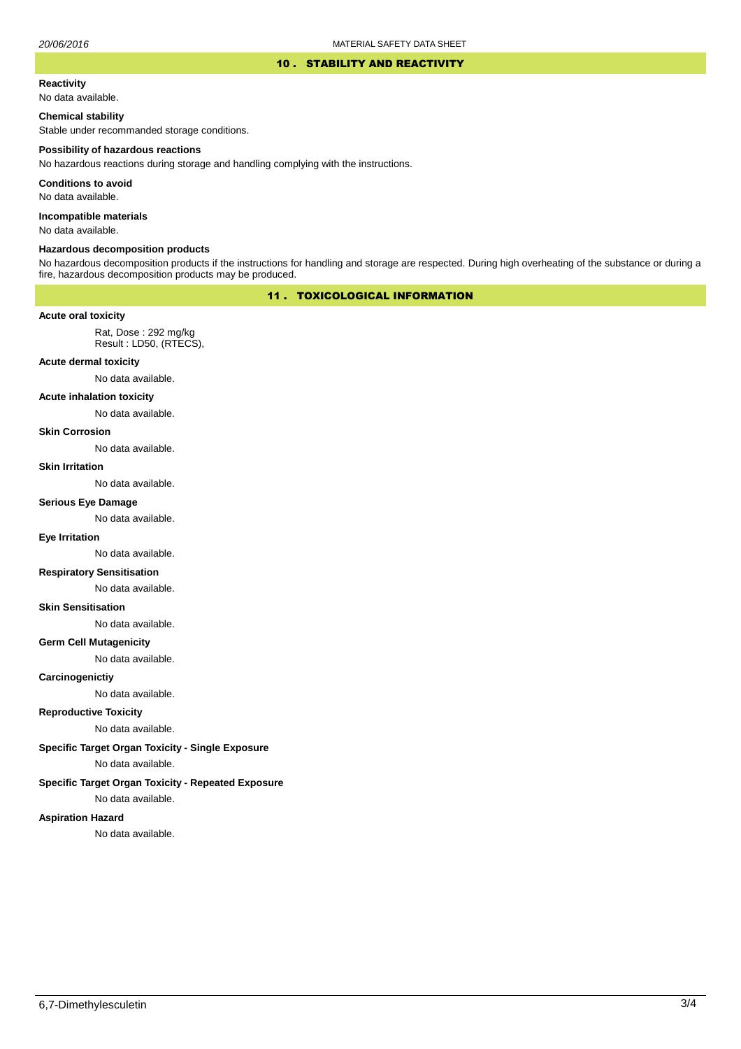## 10 . STABILITY AND REACTIVITY

**Reactivity**

No data available.

**Chemical stability**

Stable under recommanded storage conditions.

**Possibility of hazardous reactions**

No hazardous reactions during storage and handling complying with the instructions.

**Conditions to avoid**

No data available.

**Incompatible materials**

No data available.

**Hazardous decomposition products**

No hazardous decomposition products if the instructions for handling and storage are respected. During high overheating of the substance or during a fire, hazardous decomposition products may be produced.

## 11 . TOXICOLOGICAL INFORMATION

**Acute oral toxicity**

Rat, Dose : 292 mg/kg
Result : LD50, (RTECS),

**Acute dermal toxicity**

No data available.

**Acute inhalation toxicity**

No data available.

**Skin Corrosion**

No data available.

**Skin Irritation**

No data available.

**Serious Eye Damage**

No data available.

**Eye Irritation**

No data available.

**Respiratory Sensitisation**

No data available.

**Skin Sensitisation**

No data available.

**Germ Cell Mutagenicity**

No data available.

**Carcinogenictiy**

No data available.

**Reproductive Toxicity**

No data available.

**Specific Target Organ Toxicity - Single Exposure**

No data available.

**Specific Target Organ Toxicity - Repeated Exposure**

No data available.

**Aspiration Hazard**

No data available.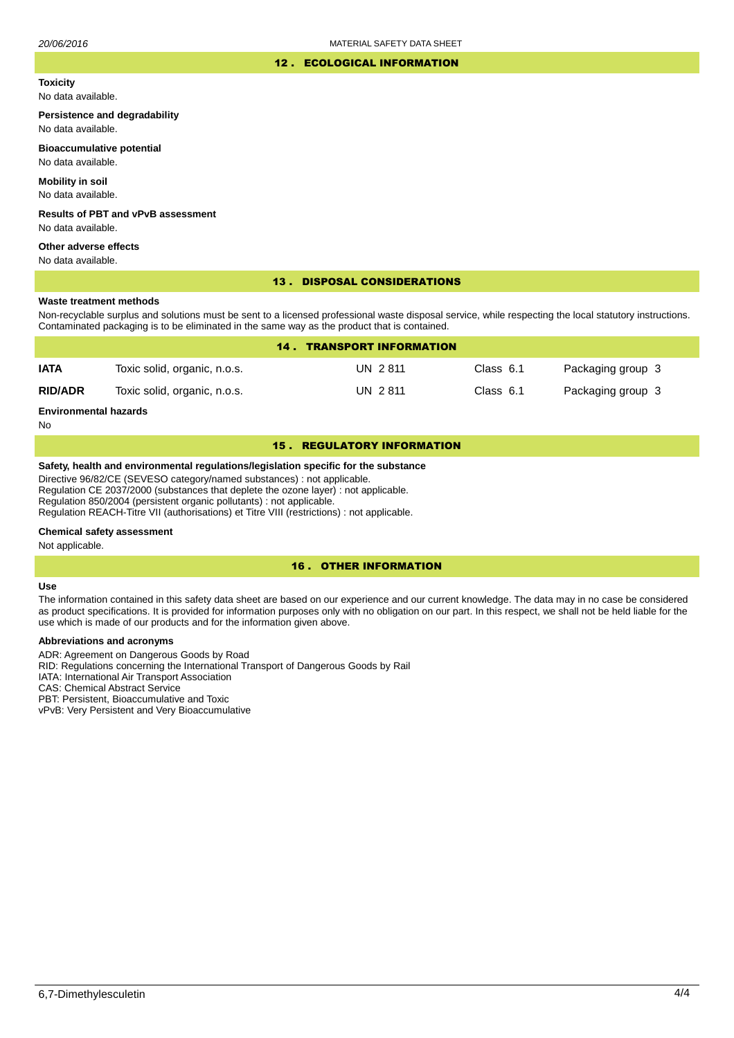## 12 . ECOLOGICAL INFORMATION

**Toxicity**

No data available.

**Persistence and degradability**

No data available.

**Bioaccumulative potential**

No data available.

**Mobility in soil**

No data available.

**Results of PBT and vPvB assessment**

No data available.

**Other adverse effects**

No data available.

## 13 . DISPOSAL CONSIDERATIONS

**Waste treatment methods**

Non-recyclable surplus and solutions must be sent to a licensed professional waste disposal service, while respecting the local statutory instructions. Contaminated packaging is to be eliminated in the same way as the product that is contained.

## 14 . TRANSPORT INFORMATION

| | | | | |
|---|---|---|---|---|
| **IATA** | Toxic solid, organic, n.o.s. | UN 2 811 | Class 6.1 | Packaging group 3 |
| **RID/ADR** | Toxic solid, organic, n.o.s. | UN 2 811 | Class 6.1 | Packaging group 3 |

**Environmental hazards**

No

## 15 . REGULATORY INFORMATION

**Safety, health and environmental regulations/legislation specific for the substance**

Directive 96/82/CE (SEVESO category/named substances) : not applicable.
Regulation CE 2037/2000 (substances that deplete the ozone layer) : not applicable.
Regulation 850/2004 (persistent organic pollutants) : not applicable.
Regulation REACH-Titre VII (authorisations) et Titre VIII (restrictions) : not applicable.

**Chemical safety assessment**

Not applicable.

## 16 . OTHER INFORMATION

**Use**

The information contained in this safety data sheet are based on our experience and our current knowledge. The data may in no case be considered as product specifications. It is provided for information purposes only with no obligation on our part. In this respect, we shall not be held liable for the use which is made of our products and for the information given above.

**Abbreviations and acronyms**

ADR: Agreement on Dangerous Goods by Road
RID: Regulations concerning the International Transport of Dangerous Goods by Rail
IATA: International Air Transport Association
CAS: Chemical Abstract Service
PBT: Persistent, Bioaccumulative and Toxic
vPvB: Very Persistent and Very Bioaccumulative